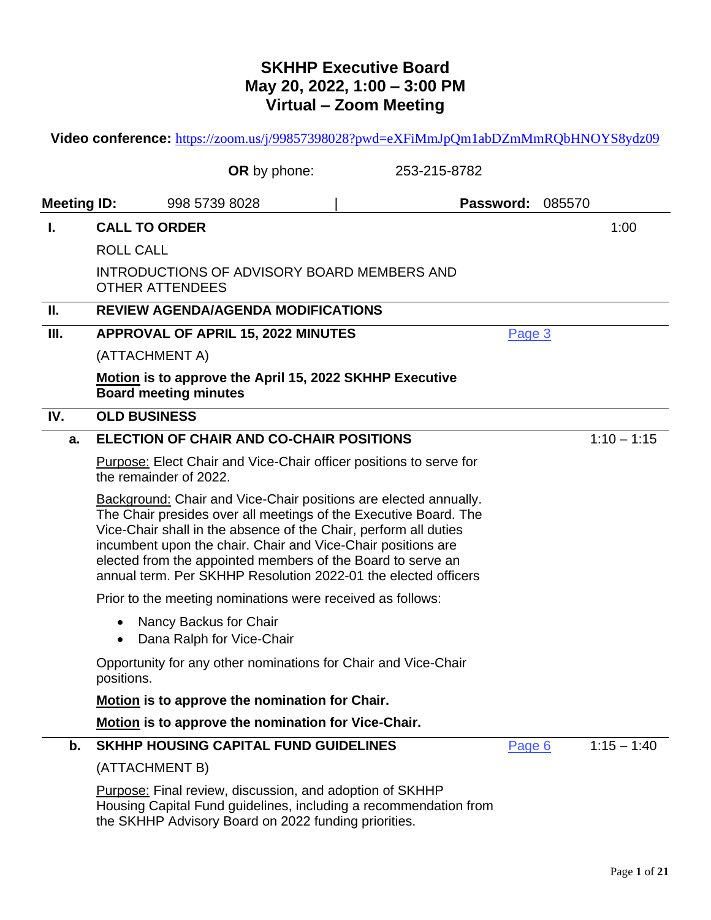# SKHHP Executive Board
# May 20, 2022, 1:00 – 3:00 PM
# Virtual – Zoom Meeting

**Video conference:** https://zoom.us/j/99857398028?pwd=eXFiMmJpQm1abDZmMmRQbHNOYS8ydz09

**OR** by phone: 253-215-8782

**Meeting ID:** 998 5739 8028 | **Password:** 085570

| | | | |
|---|---|---|---|
| **I.** | **CALL TO ORDER** | | 1:00 |
| | ROLL CALL | | |
| | INTRODUCTIONS OF ADVISORY BOARD MEMBERS AND OTHER ATTENDEES | | |
| **II.** | **REVIEW AGENDA/AGENDA MODIFICATIONS** | | |
| **III.** | **APPROVAL OF APRIL 15, 2022 MINUTES** | Page 3 | |
| | (ATTACHMENT A) | | |
| | **Motion is to approve the April 15, 2022 SKHHP Executive Board meeting minutes** | | |
| **IV.** | **OLD BUSINESS** | | |
| **a.** | **ELECTION OF CHAIR AND CO-CHAIR POSITIONS** | | 1:10 – 1:15 |
| | Purpose: Elect Chair and Vice-Chair officer positions to serve for the remainder of 2022. | | |
| | Background: Chair and Vice-Chair positions are elected annually. The Chair presides over all meetings of the Executive Board. The Vice-Chair shall in the absence of the Chair, perform all duties incumbent upon the chair. Chair and Vice-Chair positions are elected from the appointed members of the Board to serve an annual term. Per SKHHP Resolution 2022-01 the elected officers | | |
| | Prior to the meeting nominations were received as follows:<br>• Nancy Backus for Chair<br>• Dana Ralph for Vice-Chair | | |
| | Opportunity for any other nominations for Chair and Vice-Chair positions. | | |
| | **Motion is to approve the nomination for Chair.** | | |
| | **Motion is to approve the nomination for Vice-Chair.** | | |
| **b.** | **SKHHP HOUSING CAPITAL FUND GUIDELINES** | Page 6 | 1:15 – 1:40 |
| | (ATTACHMENT B) | | |
| | Purpose: Final review, discussion, and adoption of SKHHP Housing Capital Fund guidelines, including a recommendation from the SKHHP Advisory Board on 2022 funding priorities. | | |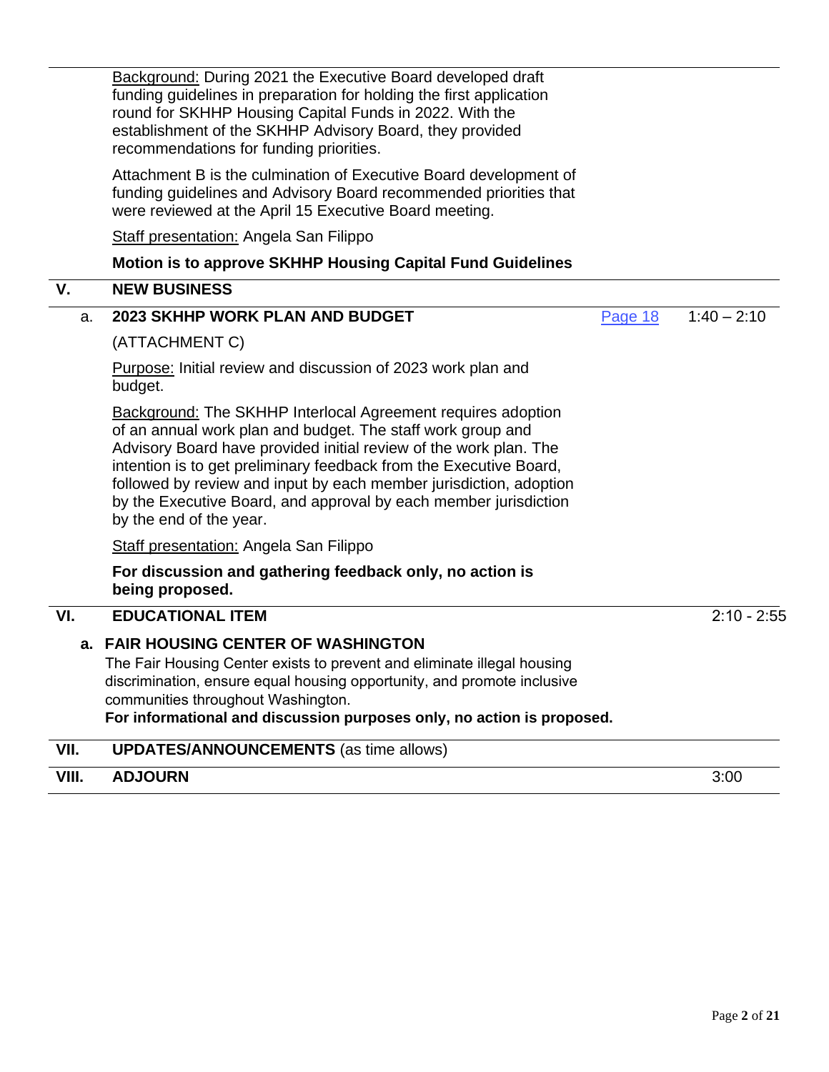Background: During 2021 the Executive Board developed draft funding guidelines in preparation for holding the first application round for SKHHP Housing Capital Funds in 2022. With the establishment of the SKHHP Advisory Board, they provided recommendations for funding priorities.

Attachment B is the culmination of Executive Board development of funding guidelines and Advisory Board recommended priorities that were reviewed at the April 15 Executive Board meeting.

Staff presentation: Angela San Filippo

**Motion is to approve SKHHP Housing Capital Fund Guidelines**

## V. NEW BUSINESS

### a. 2023 SKHHP WORK PLAN AND BUDGET — Page 18 — 1:40 – 2:10

(ATTACHMENT C)

Purpose: Initial review and discussion of 2023 work plan and budget.

Background: The SKHHP Interlocal Agreement requires adoption of an annual work plan and budget. The staff work group and Advisory Board have provided initial review of the work plan. The intention is to get preliminary feedback from the Executive Board, followed by review and input by each member jurisdiction, adoption by the Executive Board, and approval by each member jurisdiction by the end of the year.

Staff presentation: Angela San Filippo

**For discussion and gathering feedback only, no action is being proposed.**

## VI. EDUCATIONAL ITEM — 2:10 - 2:55

### a. FAIR HOUSING CENTER OF WASHINGTON

The Fair Housing Center exists to prevent and eliminate illegal housing discrimination, ensure equal housing opportunity, and promote inclusive communities throughout Washington.

**For informational and discussion purposes only, no action is proposed.**

## VII. UPDATES/ANNOUNCEMENTS (as time allows)

## VIII. ADJOURN — 3:00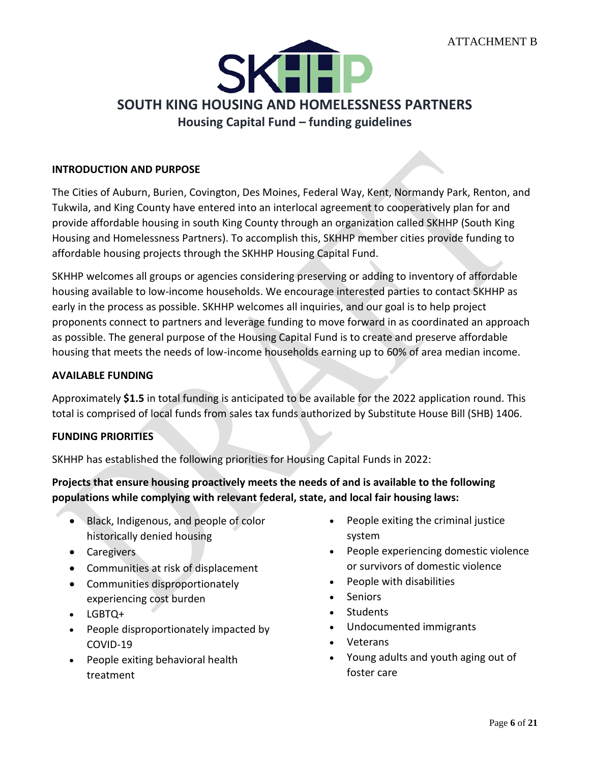ATTACHMENT B

# SOUTH KING HOUSING AND HOMELESSNESS PARTNERS

## Housing Capital Fund – funding guidelines

**INTRODUCTION AND PURPOSE**

The Cities of Auburn, Burien, Covington, Des Moines, Federal Way, Kent, Normandy Park, Renton, and Tukwila, and King County have entered into an interlocal agreement to cooperatively plan for and provide affordable housing in south King County through an organization called SKHHP (South King Housing and Homelessness Partners). To accomplish this, SKHHP member cities provide funding to affordable housing projects through the SKHHP Housing Capital Fund.

SKHHP welcomes all groups or agencies considering preserving or adding to inventory of affordable housing available to low-income households. We encourage interested parties to contact SKHHP as early in the process as possible. SKHHP welcomes all inquiries, and our goal is to help project proponents connect to partners and leverage funding to move forward in as coordinated an approach as possible. The general purpose of the Housing Capital Fund is to create and preserve affordable housing that meets the needs of low-income households earning up to 60% of area median income.

**AVAILABLE FUNDING**

Approximately **$1.5** in total funding is anticipated to be available for the 2022 application round. This total is comprised of local funds from sales tax funds authorized by Substitute House Bill (SHB) 1406.

**FUNDING PRIORITIES**

SKHHP has established the following priorities for Housing Capital Funds in 2022:

**Projects that ensure housing proactively meets the needs of and is available to the following populations while complying with relevant federal, state, and local fair housing laws:**

- Black, Indigenous, and people of color historically denied housing
- Caregivers
- Communities at risk of displacement
- Communities disproportionately experiencing cost burden
- LGBTQ+
- People disproportionately impacted by COVID-19
- People exiting behavioral health treatment
- People exiting the criminal justice system
- People experiencing domestic violence or survivors of domestic violence
- People with disabilities
- Seniors
- Students
- Undocumented immigrants
- Veterans
- Young adults and youth aging out of foster care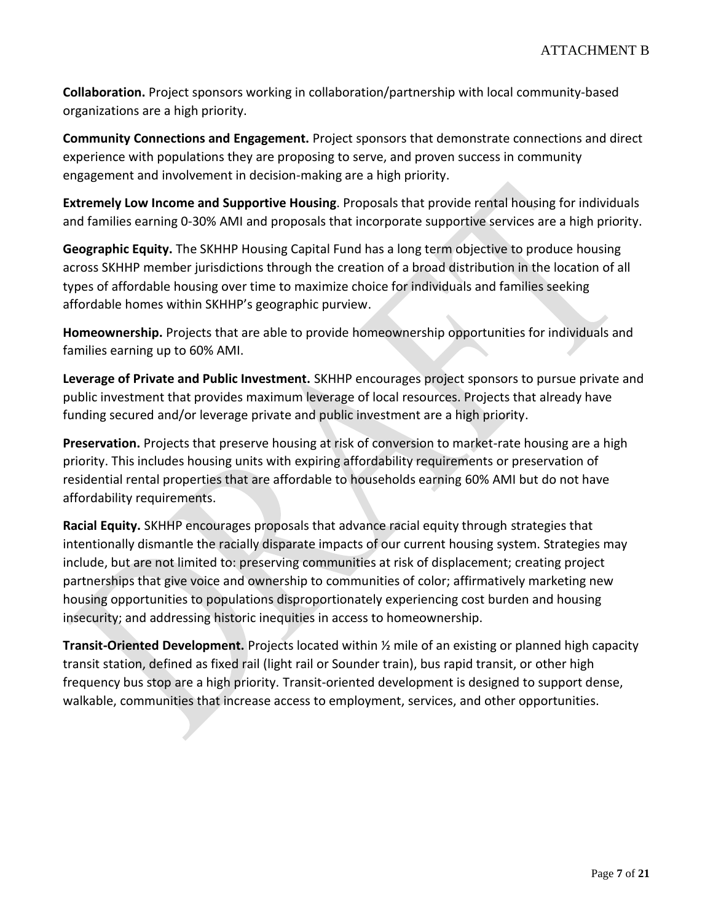**Collaboration.** Project sponsors working in collaboration/partnership with local community-based organizations are a high priority.

**Community Connections and Engagement.** Project sponsors that demonstrate connections and direct experience with populations they are proposing to serve, and proven success in community engagement and involvement in decision-making are a high priority.

**Extremely Low Income and Supportive Housing**. Proposals that provide rental housing for individuals and families earning 0-30% AMI and proposals that incorporate supportive services are a high priority.

**Geographic Equity.** The SKHHP Housing Capital Fund has a long term objective to produce housing across SKHHP member jurisdictions through the creation of a broad distribution in the location of all types of affordable housing over time to maximize choice for individuals and families seeking affordable homes within SKHHP's geographic purview.

**Homeownership.** Projects that are able to provide homeownership opportunities for individuals and families earning up to 60% AMI.

**Leverage of Private and Public Investment.** SKHHP encourages project sponsors to pursue private and public investment that provides maximum leverage of local resources. Projects that already have funding secured and/or leverage private and public investment are a high priority.

**Preservation.** Projects that preserve housing at risk of conversion to market-rate housing are a high priority. This includes housing units with expiring affordability requirements or preservation of residential rental properties that are affordable to households earning 60% AMI but do not have affordability requirements.

**Racial Equity.** SKHHP encourages proposals that advance racial equity through strategies that intentionally dismantle the racially disparate impacts of our current housing system. Strategies may include, but are not limited to: preserving communities at risk of displacement; creating project partnerships that give voice and ownership to communities of color; affirmatively marketing new housing opportunities to populations disproportionately experiencing cost burden and housing insecurity; and addressing historic inequities in access to homeownership.

**Transit-Oriented Development.** Projects located within ½ mile of an existing or planned high capacity transit station, defined as fixed rail (light rail or Sounder train), bus rapid transit, or other high frequency bus stop are a high priority. Transit-oriented development is designed to support dense, walkable, communities that increase access to employment, services, and other opportunities.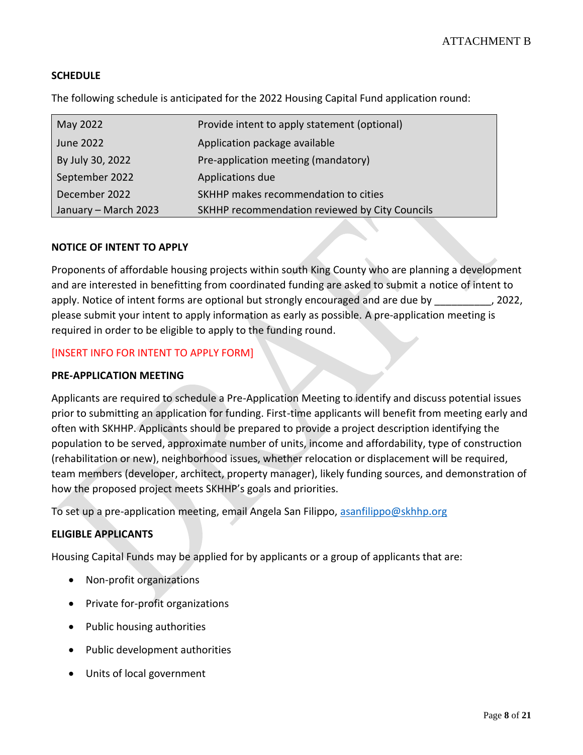**SCHEDULE**

The following schedule is anticipated for the 2022 Housing Capital Fund application round:

| | |
|---|---|
| May 2022 | Provide intent to apply statement (optional) |
| June 2022 | Application package available |
| By July 30, 2022 | Pre-application meeting (mandatory) |
| September 2022 | Applications due |
| December 2022 | SKHHP makes recommendation to cities |
| January – March 2023 | SKHHP recommendation reviewed by City Councils |

**NOTICE OF INTENT TO APPLY**

Proponents of affordable housing projects within south King County who are planning a development and are interested in benefitting from coordinated funding are asked to submit a notice of intent to apply. Notice of intent forms are optional but strongly encouraged and are due by __________, 2022, please submit your intent to apply information as early as possible. A pre-application meeting is required in order to be eligible to apply to the funding round.

[INSERT INFO FOR INTENT TO APPLY FORM]

**PRE-APPLICATION MEETING**

Applicants are required to schedule a Pre-Application Meeting to identify and discuss potential issues prior to submitting an application for funding. First-time applicants will benefit from meeting early and often with SKHHP. Applicants should be prepared to provide a project description identifying the population to be served, approximate number of units, income and affordability, type of construction (rehabilitation or new), neighborhood issues, whether relocation or displacement will be required, team members (developer, architect, property manager), likely funding sources, and demonstration of how the proposed project meets SKHHP's goals and priorities.

To set up a pre-application meeting, email Angela San Filippo, asanfilippo@skhhp.org

**ELIGIBLE APPLICANTS**

Housing Capital Funds may be applied for by applicants or a group of applicants that are:

- Non-profit organizations
- Private for-profit organizations
- Public housing authorities
- Public development authorities
- Units of local government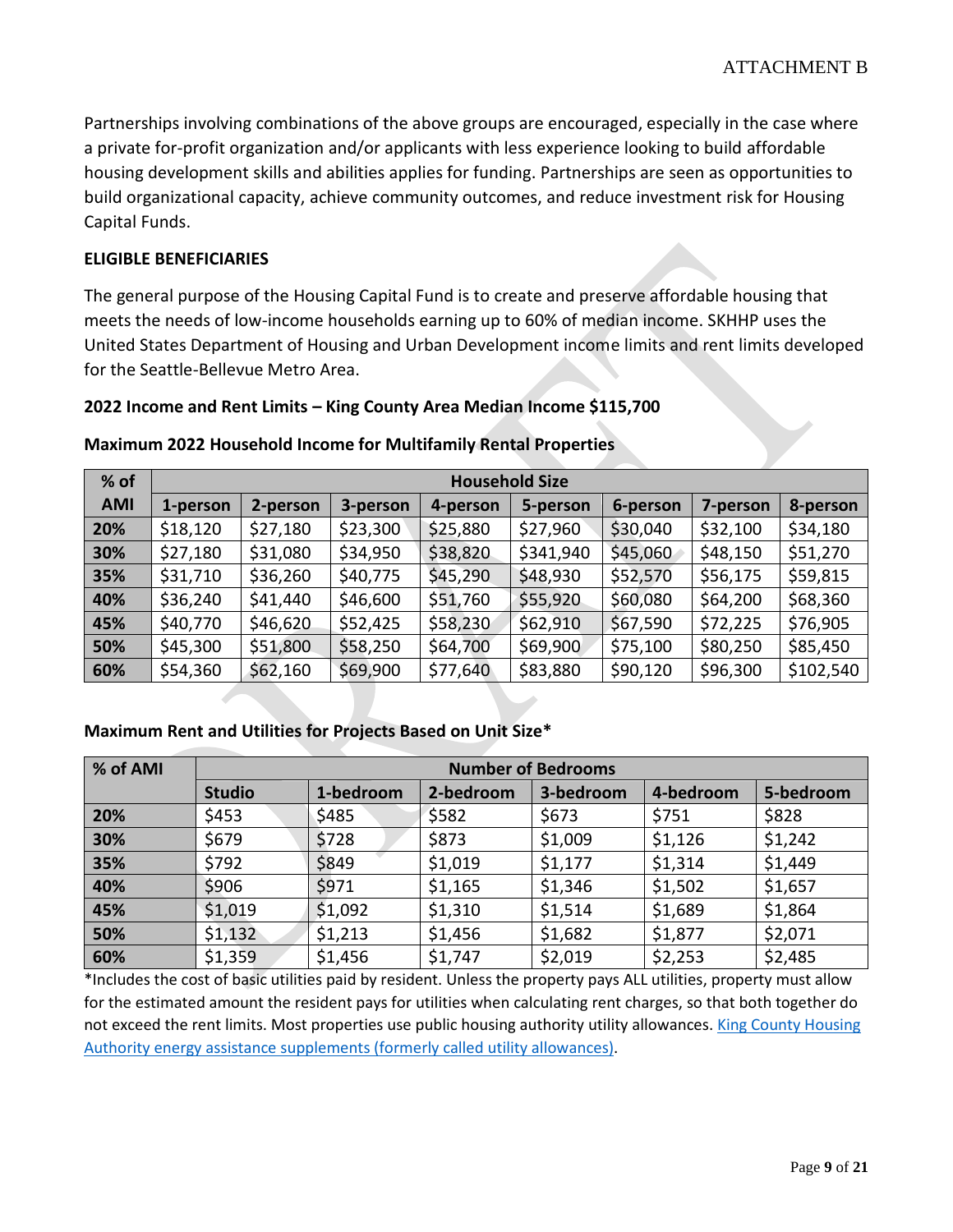Partnerships involving combinations of the above groups are encouraged, especially in the case where a private for-profit organization and/or applicants with less experience looking to build affordable housing development skills and abilities applies for funding. Partnerships are seen as opportunities to build organizational capacity, achieve community outcomes, and reduce investment risk for Housing Capital Funds.

**ELIGIBLE BENEFICIARIES**

The general purpose of the Housing Capital Fund is to create and preserve affordable housing that meets the needs of low-income households earning up to 60% of median income. SKHHP uses the United States Department of Housing and Urban Development income limits and rent limits developed for the Seattle-Bellevue Metro Area.

**2022 Income and Rent Limits – King County Area Median Income $115,700**

**Maximum 2022 Household Income for Multifamily Rental Properties**

| % of AMI | Household Size | | | | | | | |
|---|---|---|---|---|---|---|---|---|
| | 1-person | 2-person | 3-person | 4-person | 5-person | 6-person | 7-person | 8-person |
| **20%** | $18,120 | $27,180 | $23,300 | $25,880 | $27,960 | $30,040 | $32,100 | $34,180 |
| **30%** | $27,180 | $31,080 | $34,950 | $38,820 | $341,940 | $45,060 | $48,150 | $51,270 |
| **35%** | $31,710 | $36,260 | $40,775 | $45,290 | $48,930 | $52,570 | $56,175 | $59,815 |
| **40%** | $36,240 | $41,440 | $46,600 | $51,760 | $55,920 | $60,080 | $64,200 | $68,360 |
| **45%** | $40,770 | $46,620 | $52,425 | $58,230 | $62,910 | $67,590 | $72,225 | $76,905 |
| **50%** | $45,300 | $51,800 | $58,250 | $64,700 | $69,900 | $75,100 | $80,250 | $85,450 |
| **60%** | $54,360 | $62,160 | $69,900 | $77,640 | $83,880 | $90,120 | $96,300 | $102,540 |

**Maximum Rent and Utilities for Projects Based on Unit Size***

| % of AMI | Number of Bedrooms | | | | | |
|---|---|---|---|---|---|---|
| | Studio | 1-bedroom | 2-bedroom | 3-bedroom | 4-bedroom | 5-bedroom |
| **20%** | $453 | $485 | $582 | $673 | $751 | $828 |
| **30%** | $679 | $728 | $873 | $1,009 | $1,126 | $1,242 |
| **35%** | $792 | $849 | $1,019 | $1,177 | $1,314 | $1,449 |
| **40%** | $906 | $971 | $1,165 | $1,346 | $1,502 | $1,657 |
| **45%** | $1,019 | $1,092 | $1,310 | $1,514 | $1,689 | $1,864 |
| **50%** | $1,132 | $1,213 | $1,456 | $1,682 | $1,877 | $2,071 |
| **60%** | $1,359 | $1,456 | $1,747 | $2,019 | $2,253 | $2,485 |

*Includes the cost of basic utilities paid by resident. Unless the property pays ALL utilities, property must allow for the estimated amount the resident pays for utilities when calculating rent charges, so that both together do not exceed the rent limits. Most properties use public housing authority utility allowances. King County Housing Authority energy assistance supplements (formerly called utility allowances).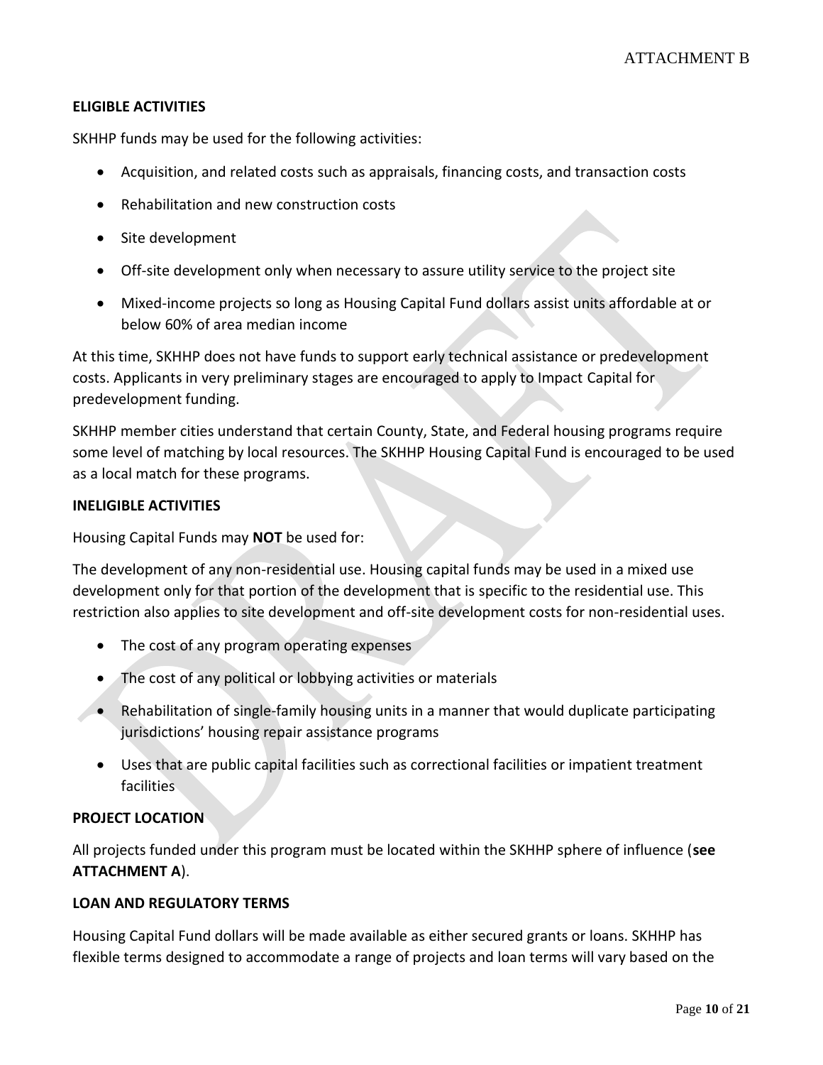**ELIGIBLE ACTIVITIES**

SKHHP funds may be used for the following activities:

- Acquisition, and related costs such as appraisals, financing costs, and transaction costs
- Rehabilitation and new construction costs
- Site development
- Off-site development only when necessary to assure utility service to the project site
- Mixed-income projects so long as Housing Capital Fund dollars assist units affordable at or below 60% of area median income

At this time, SKHHP does not have funds to support early technical assistance or predevelopment costs. Applicants in very preliminary stages are encouraged to apply to Impact Capital for predevelopment funding.

SKHHP member cities understand that certain County, State, and Federal housing programs require some level of matching by local resources. The SKHHP Housing Capital Fund is encouraged to be used as a local match for these programs.

**INELIGIBLE ACTIVITIES**

Housing Capital Funds may **NOT** be used for:

The development of any non-residential use. Housing capital funds may be used in a mixed use development only for that portion of the development that is specific to the residential use. This restriction also applies to site development and off-site development costs for non-residential uses.

- The cost of any program operating expenses
- The cost of any political or lobbying activities or materials
- Rehabilitation of single-family housing units in a manner that would duplicate participating jurisdictions' housing repair assistance programs
- Uses that are public capital facilities such as correctional facilities or impatient treatment facilities

**PROJECT LOCATION**

All projects funded under this program must be located within the SKHHP sphere of influence (**see ATTACHMENT A**).

**LOAN AND REGULATORY TERMS**

Housing Capital Fund dollars will be made available as either secured grants or loans. SKHHP has flexible terms designed to accommodate a range of projects and loan terms will vary based on the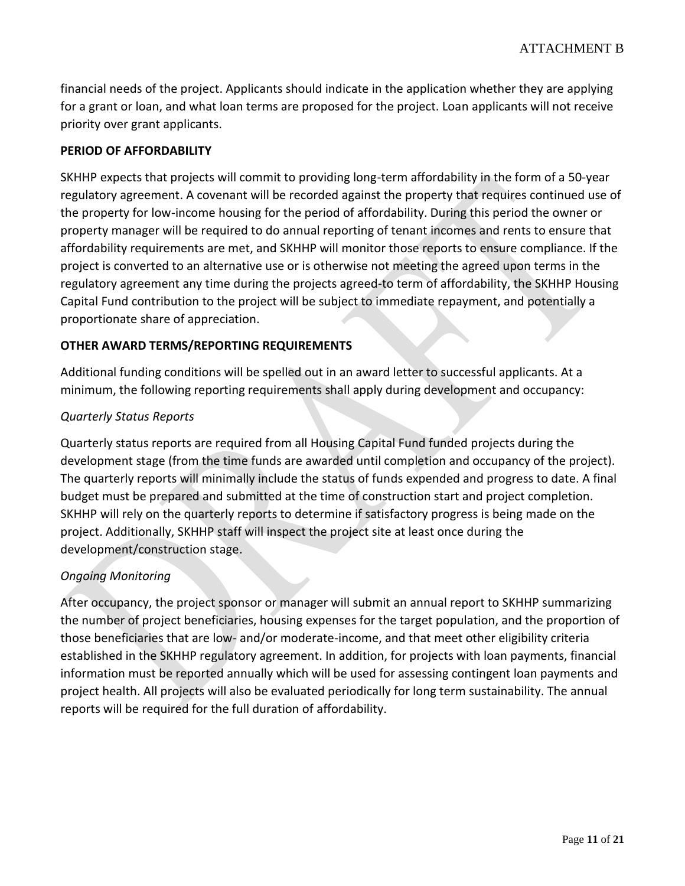financial needs of the project. Applicants should indicate in the application whether they are applying for a grant or loan, and what loan terms are proposed for the project. Loan applicants will not receive priority over grant applicants.

**PERIOD OF AFFORDABILITY**

SKHHP expects that projects will commit to providing long-term affordability in the form of a 50-year regulatory agreement. A covenant will be recorded against the property that requires continued use of the property for low-income housing for the period of affordability. During this period the owner or property manager will be required to do annual reporting of tenant incomes and rents to ensure that affordability requirements are met, and SKHHP will monitor those reports to ensure compliance. If the project is converted to an alternative use or is otherwise not meeting the agreed upon terms in the regulatory agreement any time during the projects agreed-to term of affordability, the SKHHP Housing Capital Fund contribution to the project will be subject to immediate repayment, and potentially a proportionate share of appreciation.

**OTHER AWARD TERMS/REPORTING REQUIREMENTS**

Additional funding conditions will be spelled out in an award letter to successful applicants. At a minimum, the following reporting requirements shall apply during development and occupancy:

*Quarterly Status Reports*

Quarterly status reports are required from all Housing Capital Fund funded projects during the development stage (from the time funds are awarded until completion and occupancy of the project). The quarterly reports will minimally include the status of funds expended and progress to date. A final budget must be prepared and submitted at the time of construction start and project completion. SKHHP will rely on the quarterly reports to determine if satisfactory progress is being made on the project. Additionally, SKHHP staff will inspect the project site at least once during the development/construction stage.

*Ongoing Monitoring*

After occupancy, the project sponsor or manager will submit an annual report to SKHHP summarizing the number of project beneficiaries, housing expenses for the target population, and the proportion of those beneficiaries that are low- and/or moderate-income, and that meet other eligibility criteria established in the SKHHP regulatory agreement. In addition, for projects with loan payments, financial information must be reported annually which will be used for assessing contingent loan payments and project health. All projects will also be evaluated periodically for long term sustainability. The annual reports will be required for the full duration of affordability.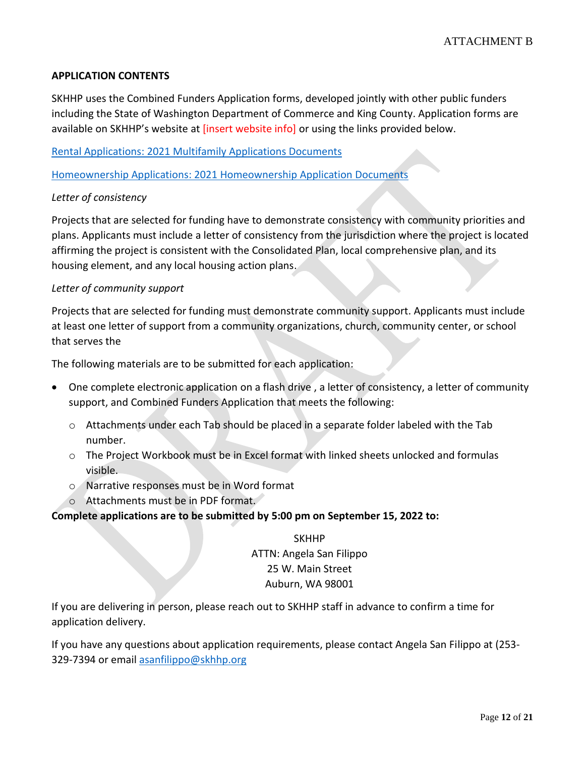ATTACHMENT B

**APPLICATION CONTENTS**

SKHHP uses the Combined Funders Application forms, developed jointly with other public funders including the State of Washington Department of Commerce and King County. Application forms are available on SKHHP's website at [insert website info] or using the links provided below.

Rental Applications: 2021 Multifamily Applications Documents

Homeownership Applications: 2021 Homeownership Application Documents

*Letter of consistency*

Projects that are selected for funding have to demonstrate consistency with community priorities and plans. Applicants must include a letter of consistency from the jurisdiction where the project is located affirming the project is consistent with the Consolidated Plan, local comprehensive plan, and its housing element, and any local housing action plans.

*Letter of community support*

Projects that are selected for funding must demonstrate community support. Applicants must include at least one letter of support from a community organizations, church, community center, or school that serves the

The following materials are to be submitted for each application:

- One complete electronic application on a flash drive , a letter of consistency, a letter of community support, and Combined Funders Application that meets the following:
  - Attachments under each Tab should be placed in a separate folder labeled with the Tab number.
  - The Project Workbook must be in Excel format with linked sheets unlocked and formulas visible.
  - Narrative responses must be in Word format
  - Attachments must be in PDF format.

**Complete applications are to be submitted by 5:00 pm on September 15, 2022 to:**

SKHHP
ATTN: Angela San Filippo
25 W. Main Street
Auburn, WA 98001

If you are delivering in person, please reach out to SKHHP staff in advance to confirm a time for application delivery.

If you have any questions about application requirements, please contact Angela San Filippo at (253-329-7394 or email asanfilippo@skhhp.org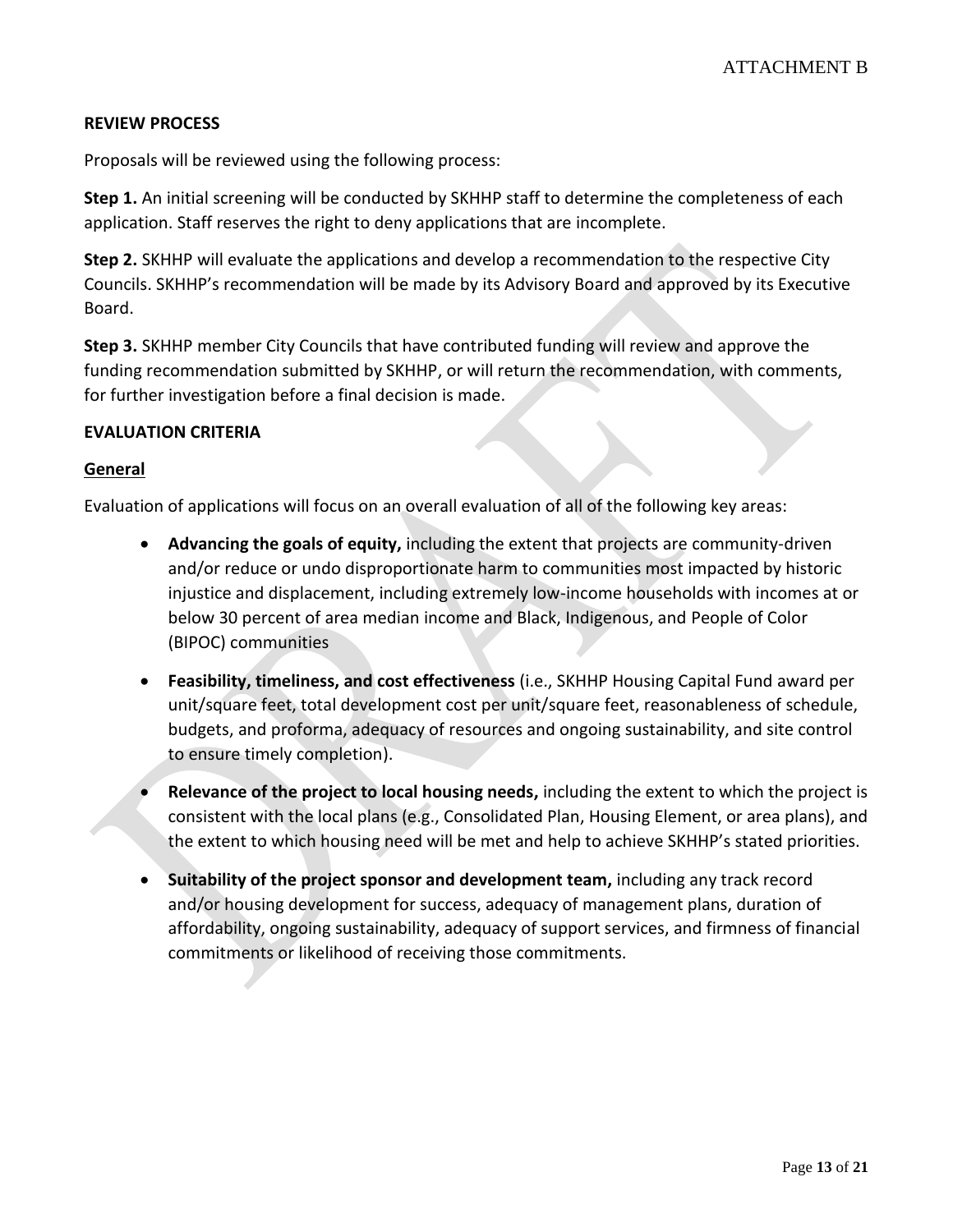ATTACHMENT B

**REVIEW PROCESS**

Proposals will be reviewed using the following process:

**Step 1.** An initial screening will be conducted by SKHHP staff to determine the completeness of each application. Staff reserves the right to deny applications that are incomplete.

**Step 2.** SKHHP will evaluate the applications and develop a recommendation to the respective City Councils. SKHHP's recommendation will be made by its Advisory Board and approved by its Executive Board.

**Step 3.** SKHHP member City Councils that have contributed funding will review and approve the funding recommendation submitted by SKHHP, or will return the recommendation, with comments, for further investigation before a final decision is made.

**EVALUATION CRITERIA**

**General**

Evaluation of applications will focus on an overall evaluation of all of the following key areas:

- **Advancing the goals of equity,** including the extent that projects are community-driven and/or reduce or undo disproportionate harm to communities most impacted by historic injustice and displacement, including extremely low-income households with incomes at or below 30 percent of area median income and Black, Indigenous, and People of Color (BIPOC) communities
- **Feasibility, timeliness, and cost effectiveness** (i.e., SKHHP Housing Capital Fund award per unit/square feet, total development cost per unit/square feet, reasonableness of schedule, budgets, and proforma, adequacy of resources and ongoing sustainability, and site control to ensure timely completion).
- **Relevance of the project to local housing needs,** including the extent to which the project is consistent with the local plans (e.g., Consolidated Plan, Housing Element, or area plans), and the extent to which housing need will be met and help to achieve SKHHP's stated priorities.
- **Suitability of the project sponsor and development team,** including any track record and/or housing development for success, adequacy of management plans, duration of affordability, ongoing sustainability, adequacy of support services, and firmness of financial commitments or likelihood of receiving those commitments.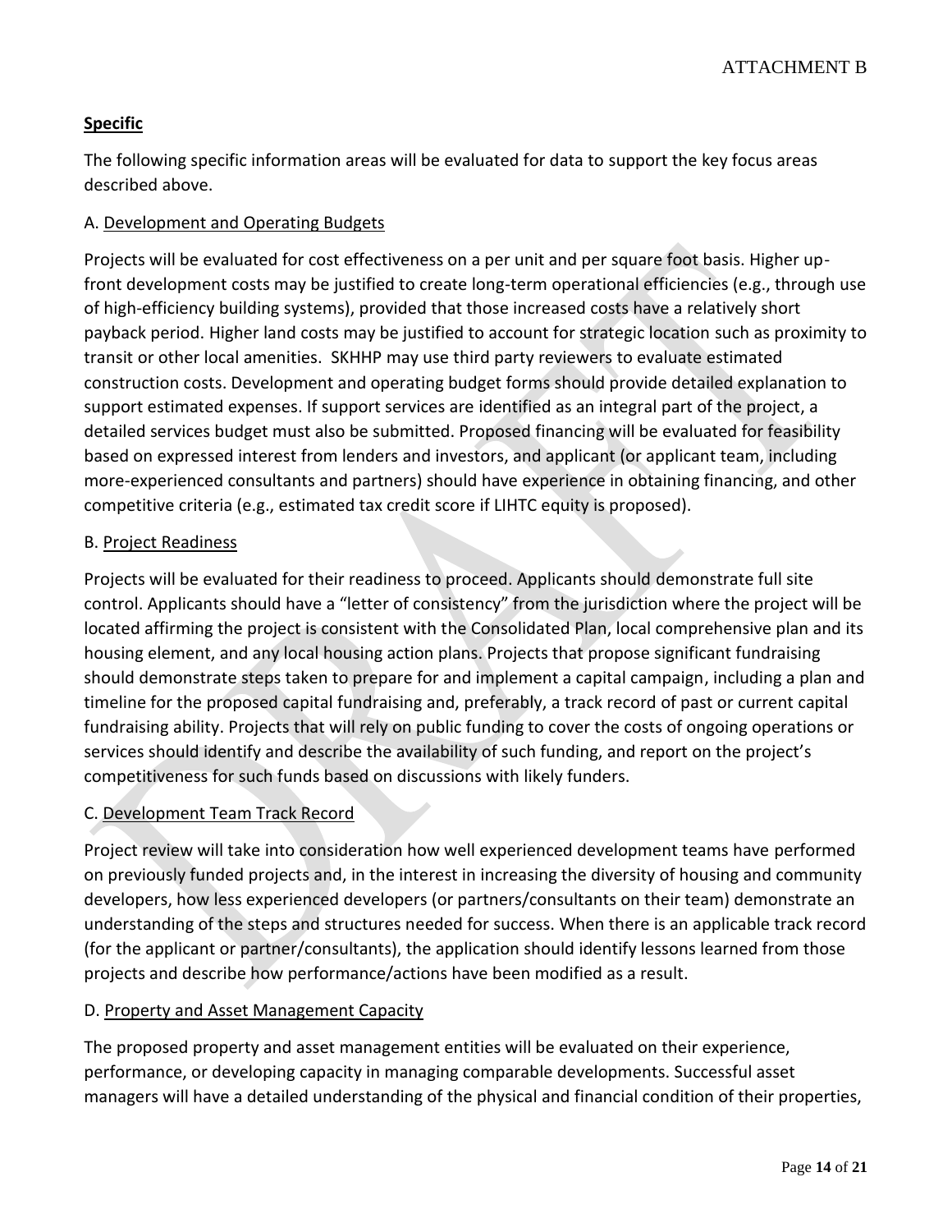## Specific

The following specific information areas will be evaluated for data to support the key focus areas described above.

A. Development and Operating Budgets

Projects will be evaluated for cost effectiveness on a per unit and per square foot basis. Higher up-front development costs may be justified to create long-term operational efficiencies (e.g., through use of high-efficiency building systems), provided that those increased costs have a relatively short payback period. Higher land costs may be justified to account for strategic location such as proximity to transit or other local amenities. SKHHP may use third party reviewers to evaluate estimated construction costs. Development and operating budget forms should provide detailed explanation to support estimated expenses. If support services are identified as an integral part of the project, a detailed services budget must also be submitted. Proposed financing will be evaluated for feasibility based on expressed interest from lenders and investors, and applicant (or applicant team, including more-experienced consultants and partners) should have experience in obtaining financing, and other competitive criteria (e.g., estimated tax credit score if LIHTC equity is proposed).

B. Project Readiness

Projects will be evaluated for their readiness to proceed. Applicants should demonstrate full site control. Applicants should have a "letter of consistency" from the jurisdiction where the project will be located affirming the project is consistent with the Consolidated Plan, local comprehensive plan and its housing element, and any local housing action plans. Projects that propose significant fundraising should demonstrate steps taken to prepare for and implement a capital campaign, including a plan and timeline for the proposed capital fundraising and, preferably, a track record of past or current capital fundraising ability. Projects that will rely on public funding to cover the costs of ongoing operations or services should identify and describe the availability of such funding, and report on the project's competitiveness for such funds based on discussions with likely funders.

C. Development Team Track Record

Project review will take into consideration how well experienced development teams have performed on previously funded projects and, in the interest in increasing the diversity of housing and community developers, how less experienced developers (or partners/consultants on their team) demonstrate an understanding of the steps and structures needed for success. When there is an applicable track record (for the applicant or partner/consultants), the application should identify lessons learned from those projects and describe how performance/actions have been modified as a result.

D. Property and Asset Management Capacity

The proposed property and asset management entities will be evaluated on their experience, performance, or developing capacity in managing comparable developments. Successful asset managers will have a detailed understanding of the physical and financial condition of their properties,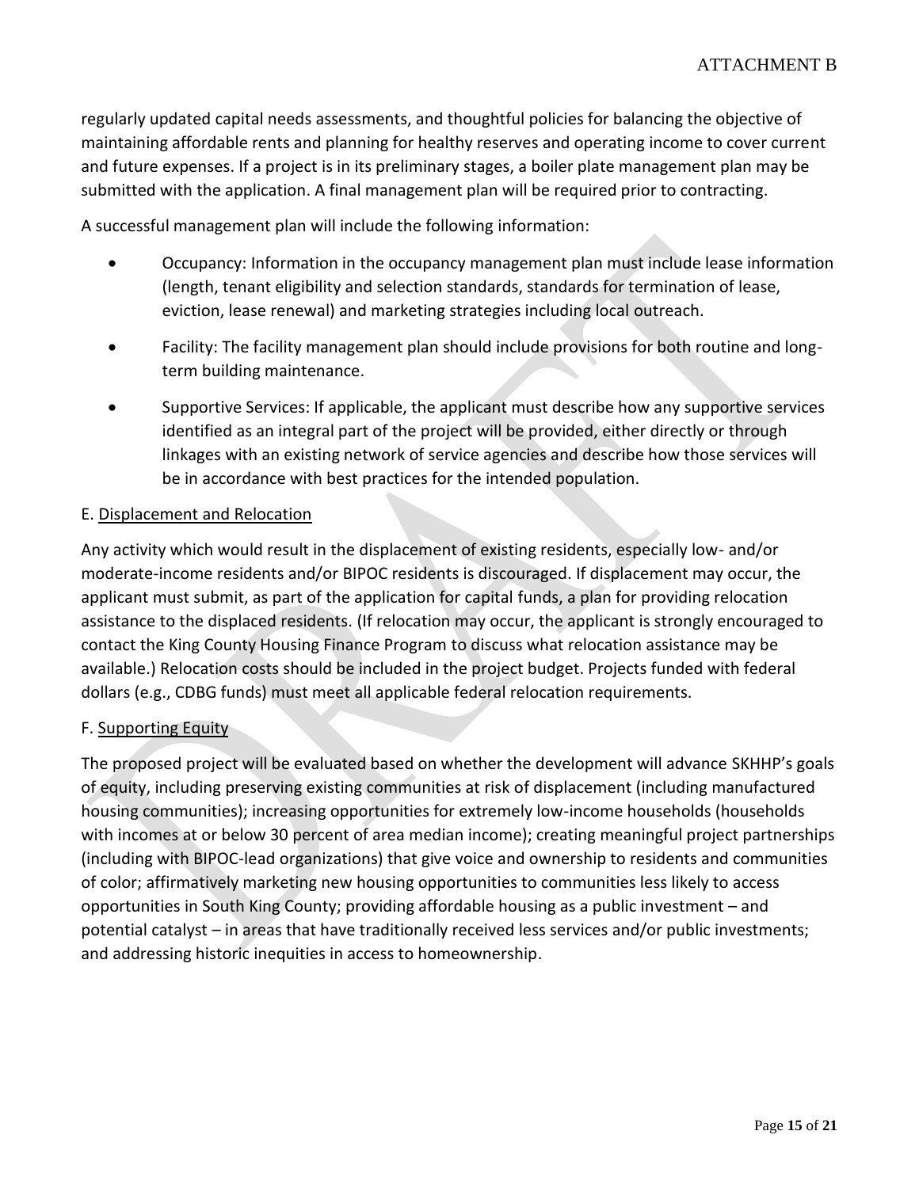regularly updated capital needs assessments, and thoughtful policies for balancing the objective of maintaining affordable rents and planning for healthy reserves and operating income to cover current and future expenses. If a project is in its preliminary stages, a boiler plate management plan may be submitted with the application. A final management plan will be required prior to contracting.

A successful management plan will include the following information:

- Occupancy: Information in the occupancy management plan must include lease information (length, tenant eligibility and selection standards, standards for termination of lease, eviction, lease renewal) and marketing strategies including local outreach.
- Facility: The facility management plan should include provisions for both routine and long-term building maintenance.
- Supportive Services: If applicable, the applicant must describe how any supportive services identified as an integral part of the project will be provided, either directly or through linkages with an existing network of service agencies and describe how those services will be in accordance with best practices for the intended population.

E. Displacement and Relocation

Any activity which would result in the displacement of existing residents, especially low- and/or moderate-income residents and/or BIPOC residents is discouraged. If displacement may occur, the applicant must submit, as part of the application for capital funds, a plan for providing relocation assistance to the displaced residents. (If relocation may occur, the applicant is strongly encouraged to contact the King County Housing Finance Program to discuss what relocation assistance may be available.) Relocation costs should be included in the project budget. Projects funded with federal dollars (e.g., CDBG funds) must meet all applicable federal relocation requirements.

F. Supporting Equity

The proposed project will be evaluated based on whether the development will advance SKHHP's goals of equity, including preserving existing communities at risk of displacement (including manufactured housing communities); increasing opportunities for extremely low-income households (households with incomes at or below 30 percent of area median income); creating meaningful project partnerships (including with BIPOC-lead organizations) that give voice and ownership to residents and communities of color; affirmatively marketing new housing opportunities to communities less likely to access opportunities in South King County; providing affordable housing as a public investment – and potential catalyst – in areas that have traditionally received less services and/or public investments; and addressing historic inequities in access to homeownership.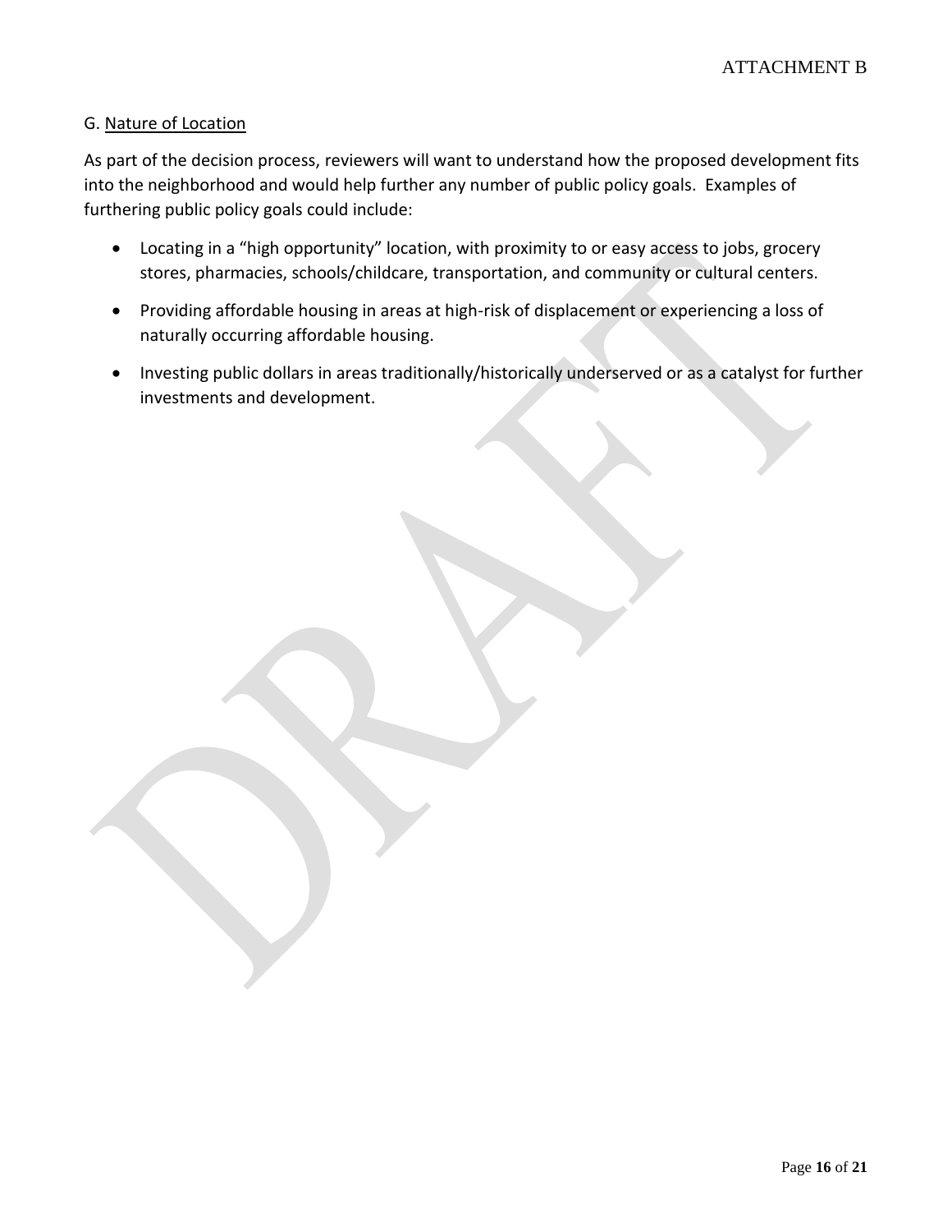G. Nature of Location

As part of the decision process, reviewers will want to understand how the proposed development fits into the neighborhood and would help further any number of public policy goals. Examples of furthering public policy goals could include:

- Locating in a "high opportunity" location, with proximity to or easy access to jobs, grocery stores, pharmacies, schools/childcare, transportation, and community or cultural centers.
- Providing affordable housing in areas at high-risk of displacement or experiencing a loss of naturally occurring affordable housing.
- Investing public dollars in areas traditionally/historically underserved or as a catalyst for further investments and development.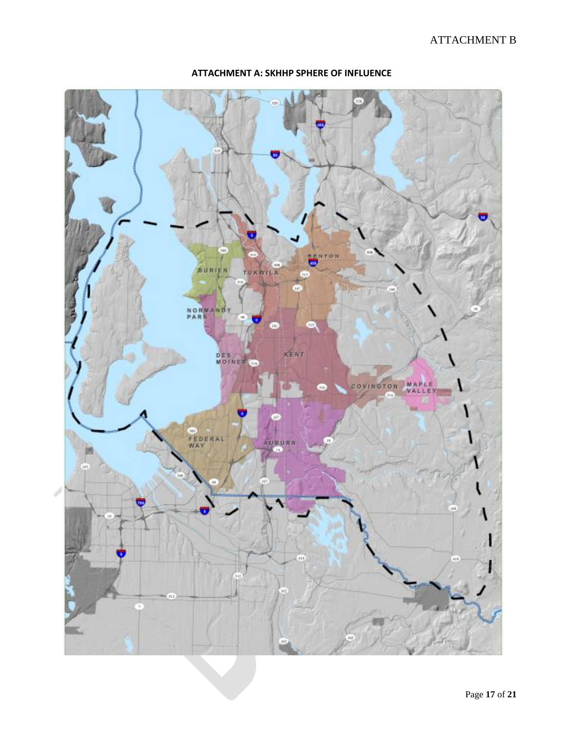## ATTACHMENT A: SKHHP SPHERE OF INFLUENCE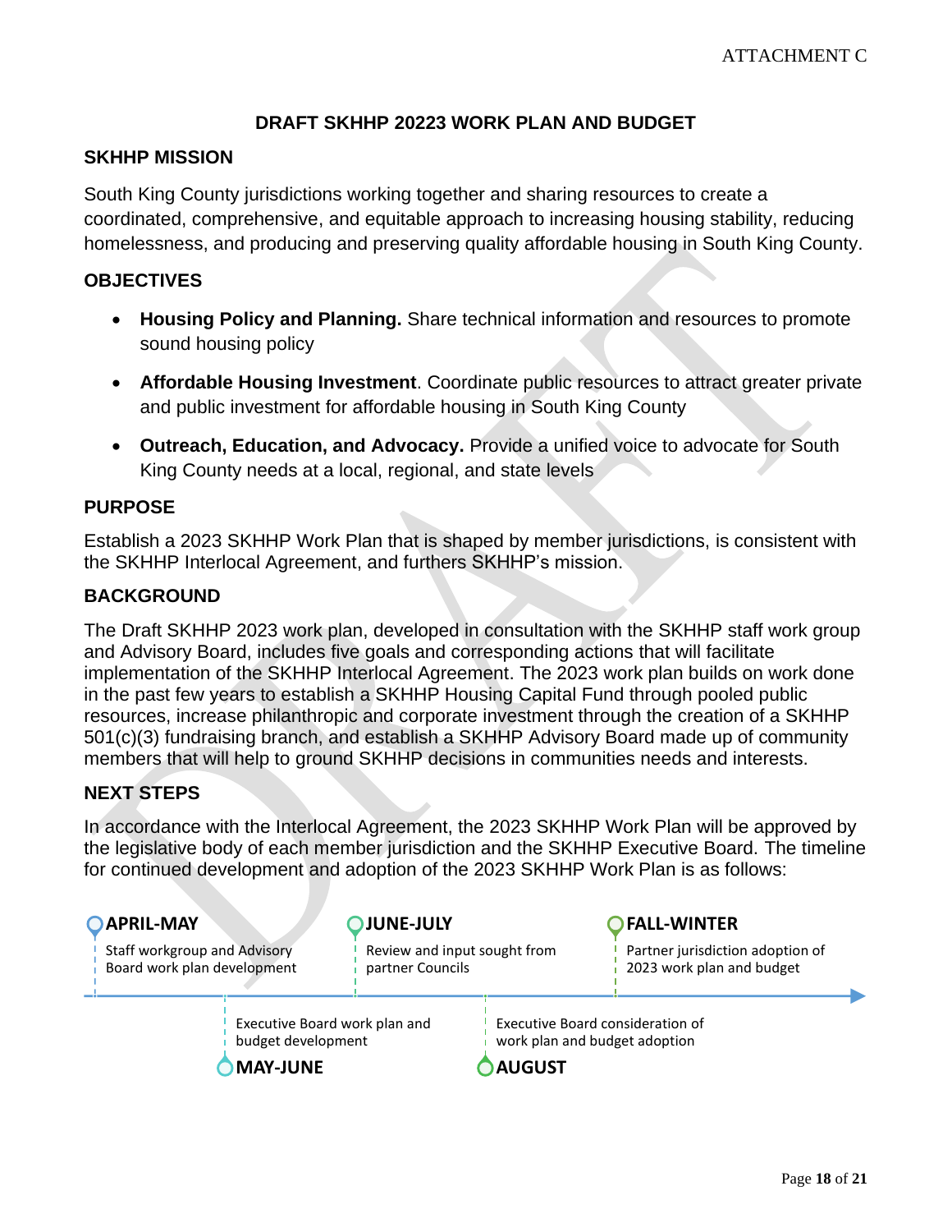ATTACHMENT C

# DRAFT SKHHP 20223 WORK PLAN AND BUDGET

## SKHHP MISSION

South King County jurisdictions working together and sharing resources to create a coordinated, comprehensive, and equitable approach to increasing housing stability, reducing homelessness, and producing and preserving quality affordable housing in South King County.

## OBJECTIVES

- **Housing Policy and Planning.** Share technical information and resources to promote sound housing policy
- **Affordable Housing Investment**. Coordinate public resources to attract greater private and public investment for affordable housing in South King County
- **Outreach, Education, and Advocacy.** Provide a unified voice to advocate for South King County needs at a local, regional, and state levels

## PURPOSE

Establish a 2023 SKHHP Work Plan that is shaped by member jurisdictions, is consistent with the SKHHP Interlocal Agreement, and furthers SKHHP's mission.

## BACKGROUND

The Draft SKHHP 2023 work plan, developed in consultation with the SKHHP staff work group and Advisory Board, includes five goals and corresponding actions that will facilitate implementation of the SKHHP Interlocal Agreement. The 2023 work plan builds on work done in the past few years to establish a SKHHP Housing Capital Fund through pooled public resources, increase philanthropic and corporate investment through the creation of a SKHHP 501(c)(3) fundraising branch, and establish a SKHHP Advisory Board made up of community members that will help to ground SKHHP decisions in communities needs and interests.

## NEXT STEPS

In accordance with the Interlocal Agreement, the 2023 SKHHP Work Plan will be approved by the legislative body of each member jurisdiction and the SKHHP Executive Board. The timeline for continued development and adoption of the 2023 SKHHP Work Plan is as follows:

- **APRIL-MAY**: Staff workgroup and Advisory Board work plan development
- **MAY-JUNE**: Executive Board work plan and budget development
- **JUNE-JULY**: Review and input sought from partner Councils
- **AUGUST**: Executive Board consideration of work plan and budget adoption
- **FALL-WINTER**: Partner jurisdiction adoption of 2023 work plan and budget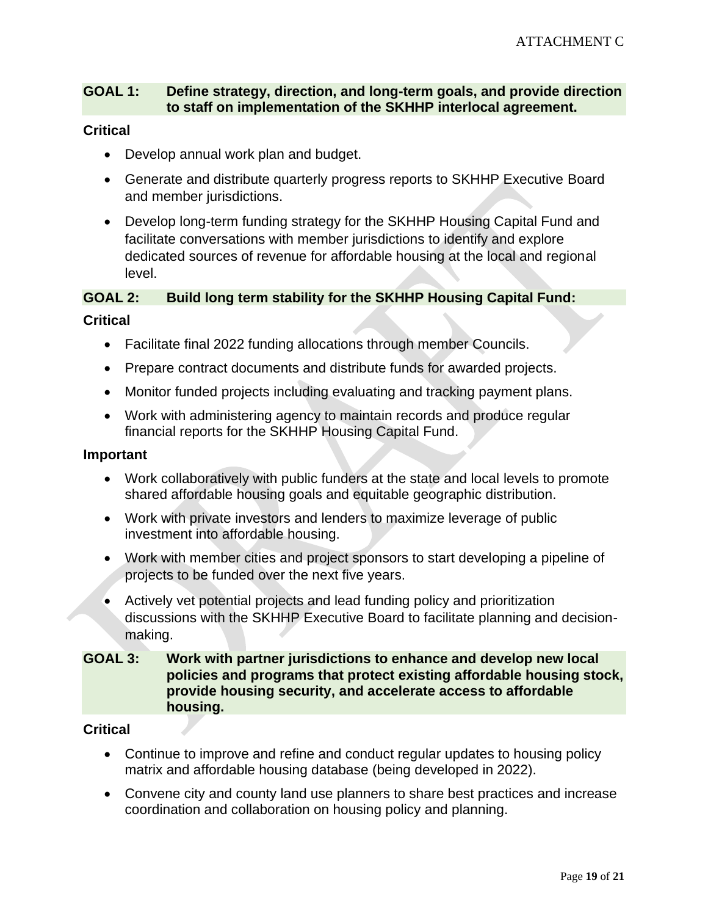ATTACHMENT C

## GOAL 1: Define strategy, direction, and long-term goals, and provide direction to staff on implementation of the SKHHP interlocal agreement.

**Critical**

- Develop annual work plan and budget.
- Generate and distribute quarterly progress reports to SKHHP Executive Board and member jurisdictions.
- Develop long-term funding strategy for the SKHHP Housing Capital Fund and facilitate conversations with member jurisdictions to identify and explore dedicated sources of revenue for affordable housing at the local and regional level.

## GOAL 2: Build long term stability for the SKHHP Housing Capital Fund:

**Critical**

- Facilitate final 2022 funding allocations through member Councils.
- Prepare contract documents and distribute funds for awarded projects.
- Monitor funded projects including evaluating and tracking payment plans.
- Work with administering agency to maintain records and produce regular financial reports for the SKHHP Housing Capital Fund.

**Important**

- Work collaboratively with public funders at the state and local levels to promote shared affordable housing goals and equitable geographic distribution.
- Work with private investors and lenders to maximize leverage of public investment into affordable housing.
- Work with member cities and project sponsors to start developing a pipeline of projects to be funded over the next five years.
- Actively vet potential projects and lead funding policy and prioritization discussions with the SKHHP Executive Board to facilitate planning and decision-making.

## GOAL 3: Work with partner jurisdictions to enhance and develop new local policies and programs that protect existing affordable housing stock, provide housing security, and accelerate access to affordable housing.

**Critical**

- Continue to improve and refine and conduct regular updates to housing policy matrix and affordable housing database (being developed in 2022).
- Convene city and county land use planners to share best practices and increase coordination and collaboration on housing policy and planning.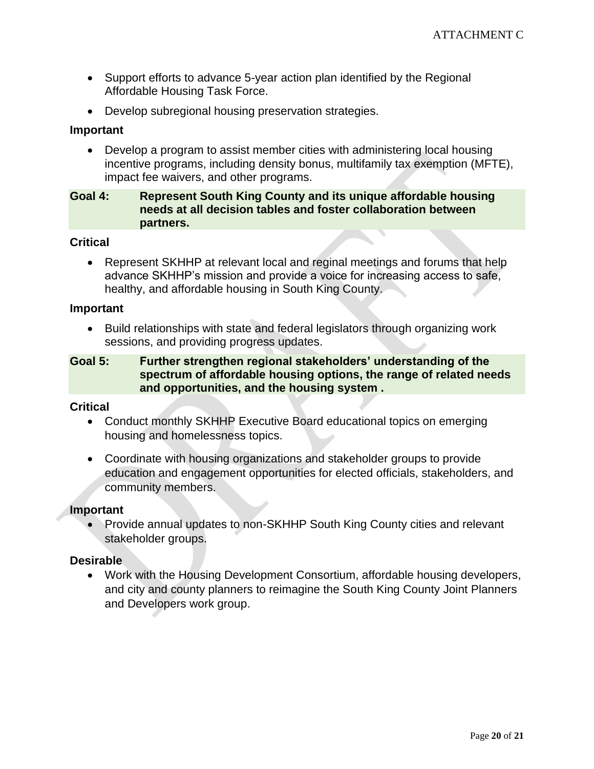- Support efforts to advance 5-year action plan identified by the Regional Affordable Housing Task Force.
- Develop subregional housing preservation strategies.

**Important**

- Develop a program to assist member cities with administering local housing incentive programs, including density bonus, multifamily tax exemption (MFTE), impact fee waivers, and other programs.

**Goal 4: Represent South King County and its unique affordable housing needs at all decision tables and foster collaboration between partners.**

**Critical**

- Represent SKHHP at relevant local and reginal meetings and forums that help advance SKHHP's mission and provide a voice for increasing access to safe, healthy, and affordable housing in South King County.

**Important**

- Build relationships with state and federal legislators through organizing work sessions, and providing progress updates.

**Goal 5: Further strengthen regional stakeholders' understanding of the spectrum of affordable housing options, the range of related needs and opportunities, and the housing system .**

**Critical**

- Conduct monthly SKHHP Executive Board educational topics on emerging housing and homelessness topics.
- Coordinate with housing organizations and stakeholder groups to provide education and engagement opportunities for elected officials, stakeholders, and community members.

**Important**

- Provide annual updates to non-SKHHP South King County cities and relevant stakeholder groups.

**Desirable**

- Work with the Housing Development Consortium, affordable housing developers, and city and county planners to reimagine the South King County Joint Planners and Developers work group.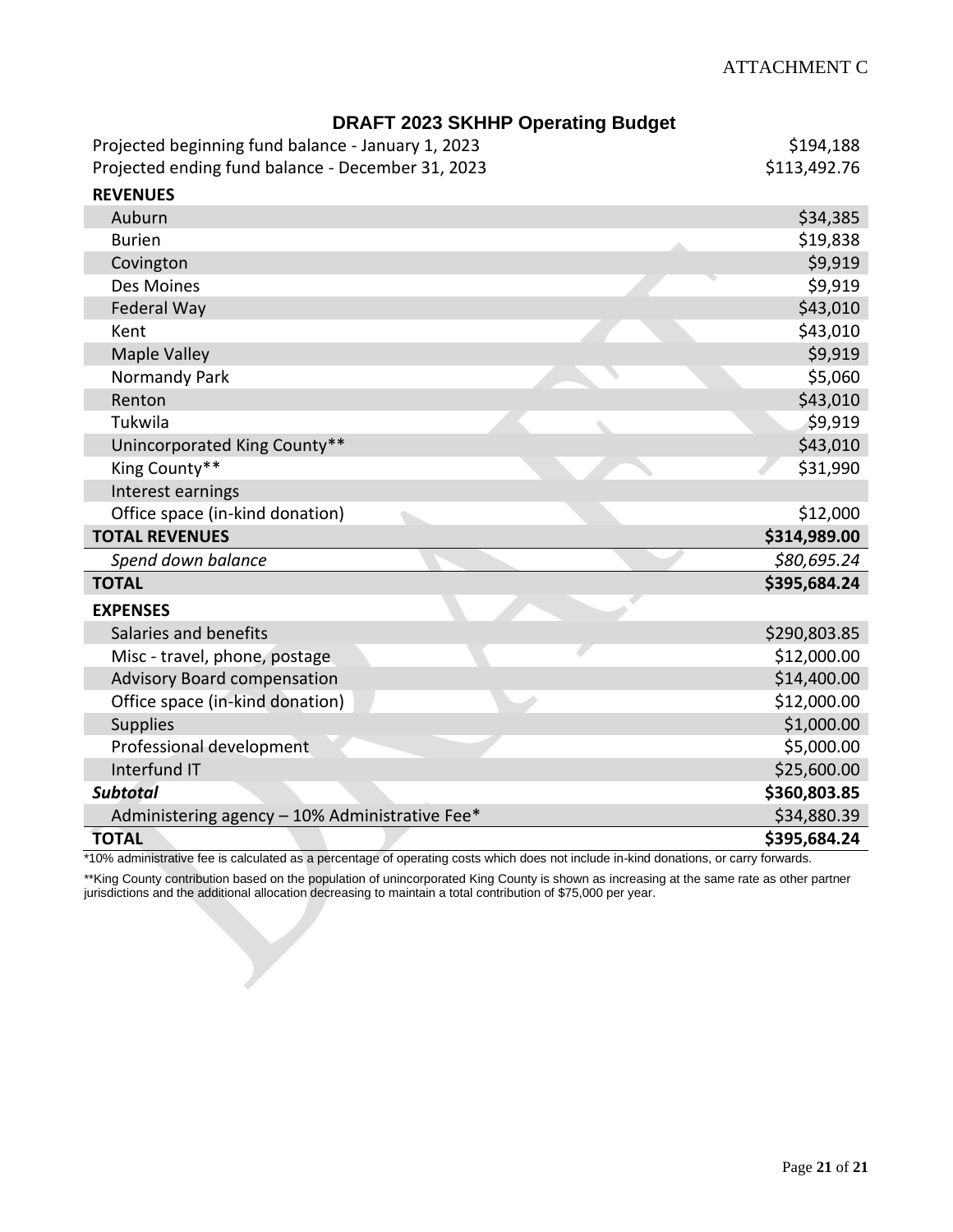ATTACHMENT C

## DRAFT 2023 SKHHP Operating Budget

| | |
|---|---|
| Projected beginning fund balance - January 1, 2023 | $194,188 |
| Projected ending fund balance - December 31, 2023 | $113,492.76 |
| **REVENUES** | |
| Auburn | $34,385 |
| Burien | $19,838 |
| Covington | $9,919 |
| Des Moines | $9,919 |
| Federal Way | $43,010 |
| Kent | $43,010 |
| Maple Valley | $9,919 |
| Normandy Park | $5,060 |
| Renton | $43,010 |
| Tukwila | $9,919 |
| Unincorporated King County** | $43,010 |
| King County** | $31,990 |
| Interest earnings | |
| Office space (in-kind donation) | $12,000 |
| **TOTAL REVENUES** | **$314,989.00** |
| *Spend down balance* | *$80,695.24* |
| **TOTAL** | **$395,684.24** |
| **EXPENSES** | |
| Salaries and benefits | $290,803.85 |
| Misc - travel, phone, postage | $12,000.00 |
| Advisory Board compensation | $14,400.00 |
| Office space (in-kind donation) | $12,000.00 |
| Supplies | $1,000.00 |
| Professional development | $5,000.00 |
| Interfund IT | $25,600.00 |
| ***Subtotal*** | **$360,803.85** |
| Administering agency – 10% Administrative Fee* | $34,880.39 |
| **TOTAL** | **$395,684.24** |

*10% administrative fee is calculated as a percentage of operating costs which does not include in-kind donations, or carry forwards.

**King County contribution based on the population of unincorporated King County is shown as increasing at the same rate as other partner jurisdictions and the additional allocation decreasing to maintain a total contribution of $75,000 per year.